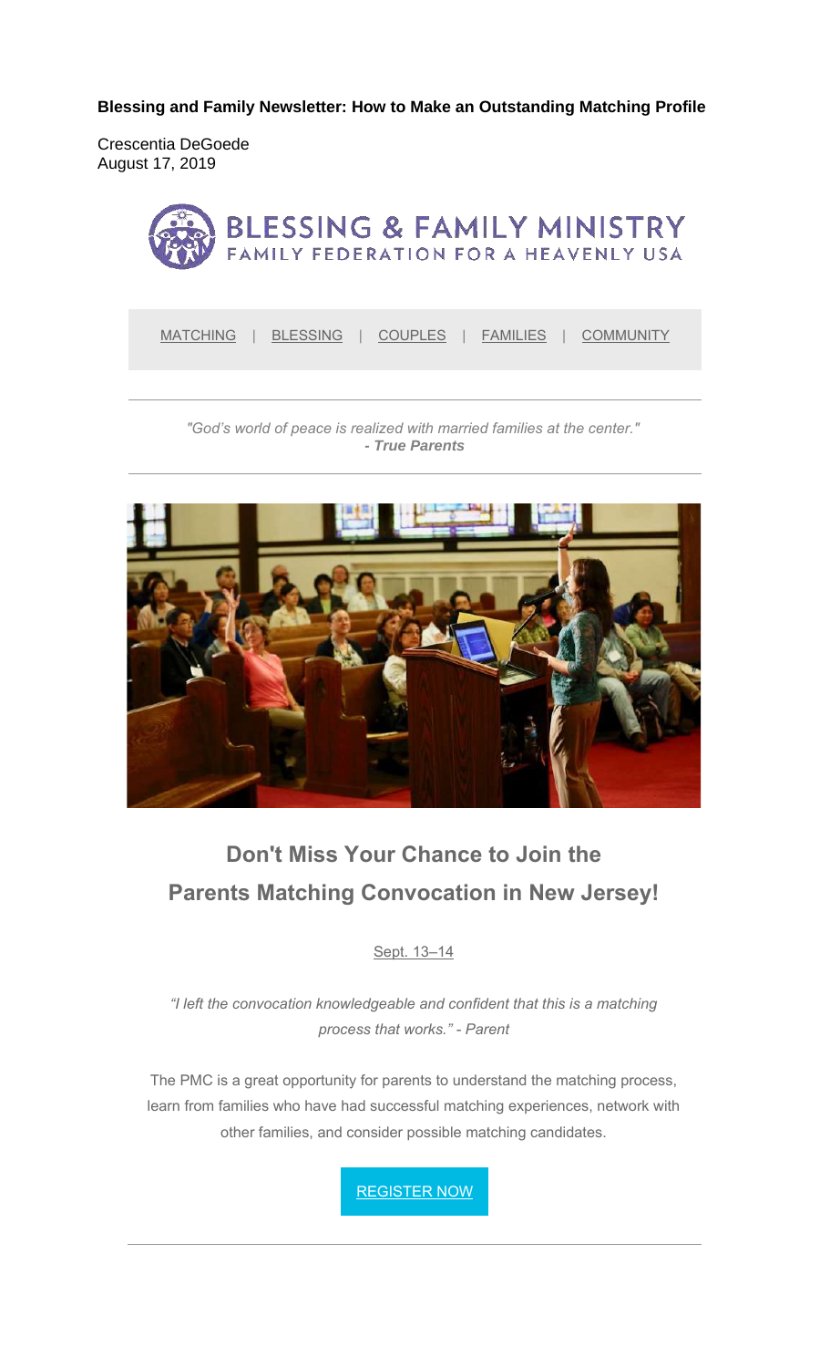**Blessing and Family Newsletter: How to Make an Outstanding Matching Profile**

Crescentia DeGoede
August 17, 2019

BLESSING & FAMILY MINISTRY
FAMILY FEDERATION FOR A HEAVENLY USA

MATCHING | BLESSING | COUPLES | FAMILIES | COMMUNITY

---

*"God's world of peace is realized with married families at the center."*
***- True Parents***

---

## Don't Miss Your Chance to Join the Parents Matching Convocation in New Jersey!

Sept. 13–14

*"I left the convocation knowledgeable and confident that this is a matching process that works." - Parent*

The PMC is a great opportunity for parents to understand the matching process, learn from families who have had successful matching experiences, network with other families, and consider possible matching candidates.

REGISTER NOW

---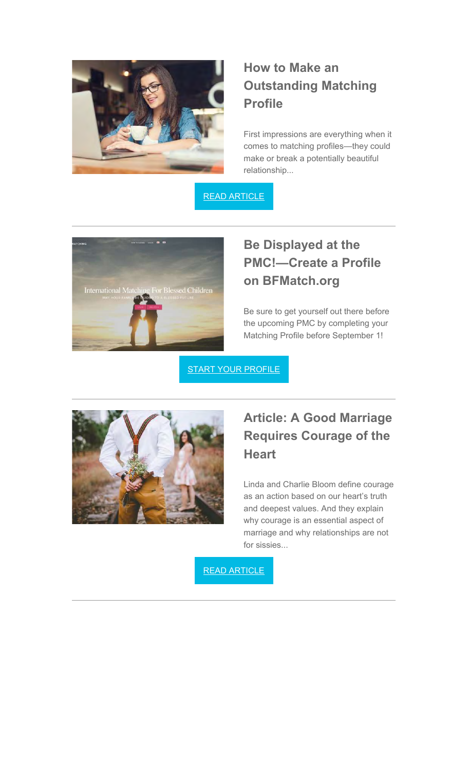## How to Make an Outstanding Matching Profile

First impressions are everything when it comes to matching profiles—they could make or break a potentially beautiful relationship...

READ ARTICLE

---

## Be Displayed at the PMC!—Create a Profile on BFMatch.org

Be sure to get yourself out there before the upcoming PMC by completing your Matching Profile before September 1!

START YOUR PROFILE

---

## Article: A Good Marriage Requires Courage of the Heart

Linda and Charlie Bloom define courage as an action based on our heart's truth and deepest values. And they explain why courage is an essential aspect of marriage and why relationships are not for sissies...

READ ARTICLE

---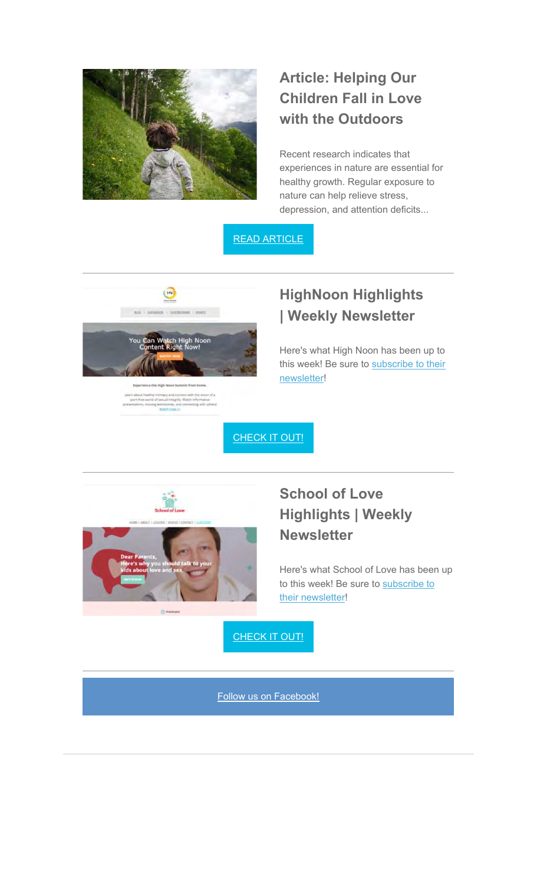## Article: Helping Our Children Fall in Love with the Outdoors

Recent research indicates that experiences in nature are essential for healthy growth. Regular exposure to nature can help relieve stress, depression, and attention deficits...

READ ARTICLE

---

## HighNoon Highlights | Weekly Newsletter

Here's what High Noon has been up to this week! Be sure to subscribe to their newsletter!

CHECK IT OUT!

---

## School of Love Highlights | Weekly Newsletter

Here's what School of Love has been up to this week! Be sure to subscribe to their newsletter!

CHECK IT OUT!

---

Follow us on Facebook!